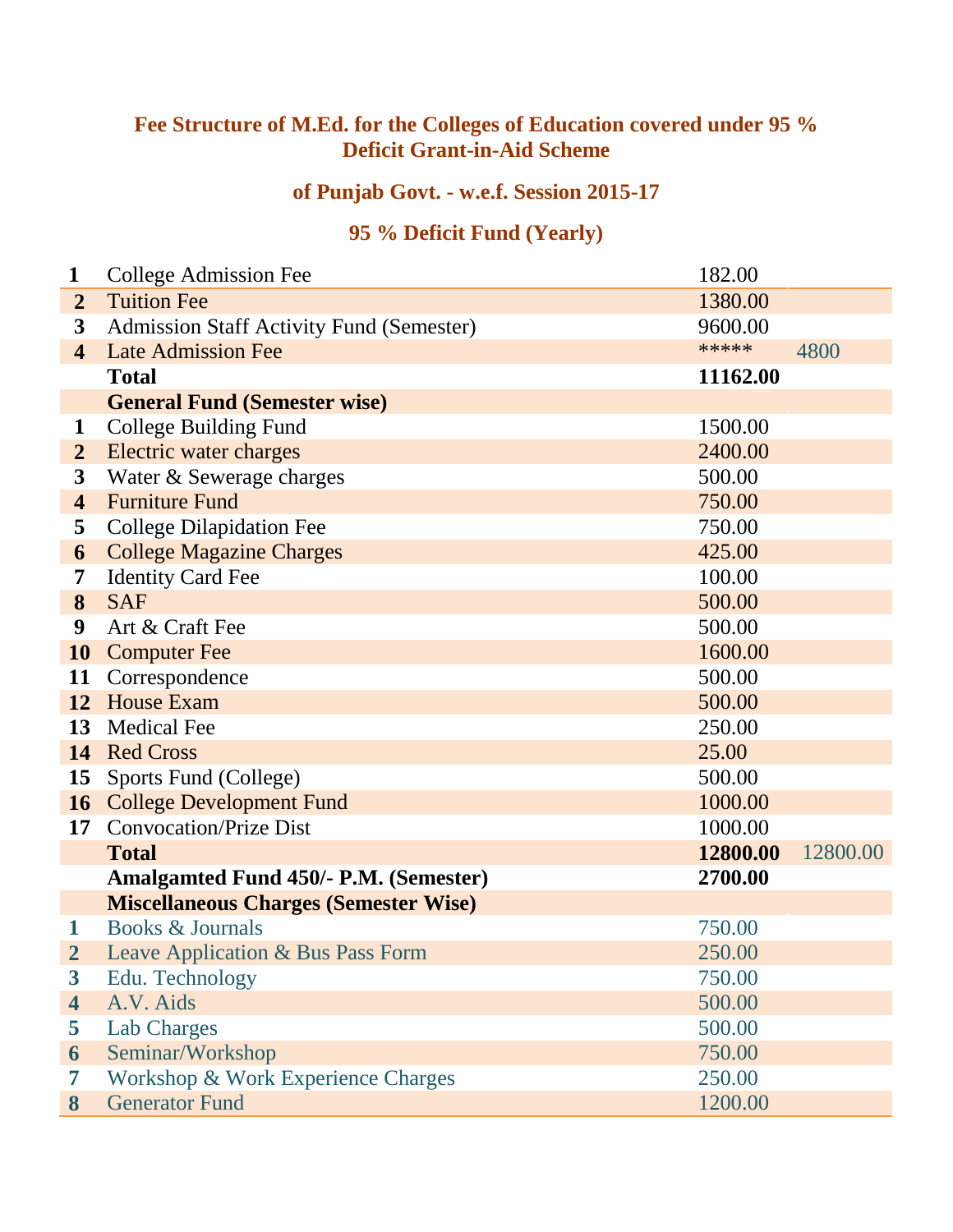**Fee Structure of M.Ed. for the Colleges of Education covered under 95 % Deficit Grant-in-Aid Scheme**

**of Punjab Govt. - w.e.f. Session 2015-17**

**95 % Deficit Fund (Yearly)**

| | | | |
|---|---|---|---|
| **1** | College Admission Fee | 182.00 | |
| **2** | Tuition Fee | 1380.00 | |
| **3** | Admission Staff Activity Fund (Semester) | 9600.00 | |
| **4** | Late Admission Fee | ***** | 4800 |
| | **Total** | **11162.00** | |
| | **General Fund (Semester wise)** | | |
| **1** | College Building Fund | 1500.00 | |
| **2** | Electric water charges | 2400.00 | |
| **3** | Water & Sewerage charges | 500.00 | |
| **4** | Furniture Fund | 750.00 | |
| **5** | College Dilapidation Fee | 750.00 | |
| **6** | College Magazine Charges | 425.00 | |
| **7** | Identity Card Fee | 100.00 | |
| **8** | SAF | 500.00 | |
| **9** | Art & Craft Fee | 500.00 | |
| **10** | Computer Fee | 1600.00 | |
| **11** | Correspondence | 500.00 | |
| **12** | House Exam | 500.00 | |
| **13** | Medical Fee | 250.00 | |
| **14** | Red Cross | 25.00 | |
| **15** | Sports Fund (College) | 500.00 | |
| **16** | College Development Fund | 1000.00 | |
| **17** | Convocation/Prize Dist | 1000.00 | |
| | **Total** | **12800.00** | 12800.00 |
| | **Amalgamted Fund 450/- P.M. (Semester)** | **2700.00** | |
| | **Miscellaneous Charges (Semester Wise)** | | |
| **1** | Books & Journals | 750.00 | |
| **2** | Leave Application & Bus Pass Form | 250.00 | |
| **3** | Edu. Technology | 750.00 | |
| **4** | A.V. Aids | 500.00 | |
| **5** | Lab Charges | 500.00 | |
| **6** | Seminar/Workshop | 750.00 | |
| **7** | Workshop & Work Experience Charges | 250.00 | |
| **8** | Generator Fund | 1200.00 | |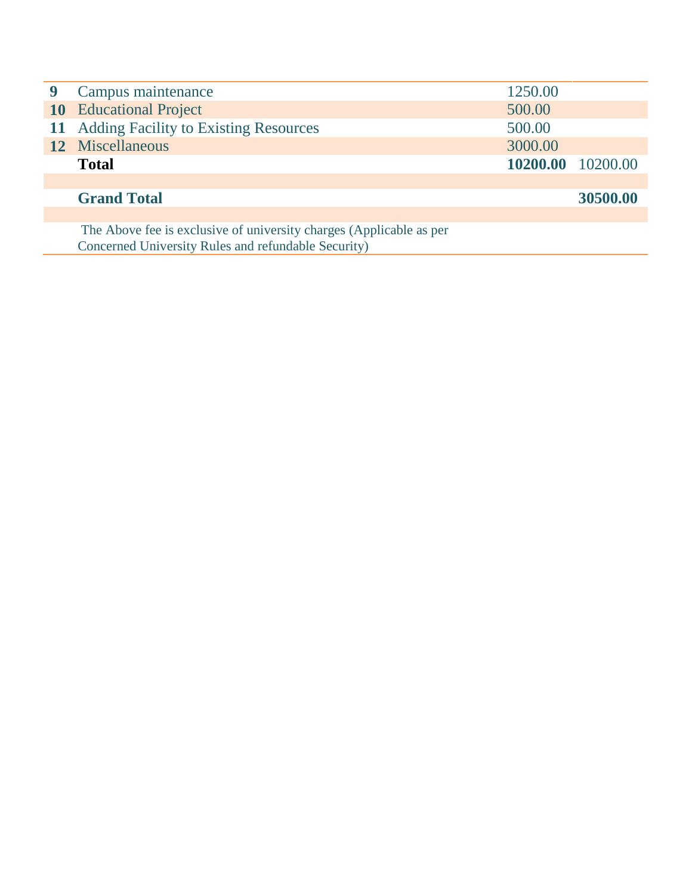| | | | |
|---|---|---|---|
| **9** | Campus maintenance | 1250.00 | |
| **10** | Educational Project | 500.00 | |
| **11** | Adding Facility to Existing Resources | 500.00 | |
| **12** | Miscellaneous | 3000.00 | |
| | **Total** | **10200.00** | 10200.00 |
| | | | |
| | **Grand Total** | | **30500.00** |
| | | | |
| | The Above fee is exclusive of university charges (Applicable as per Concerned University Rules and refundable Security) | | |